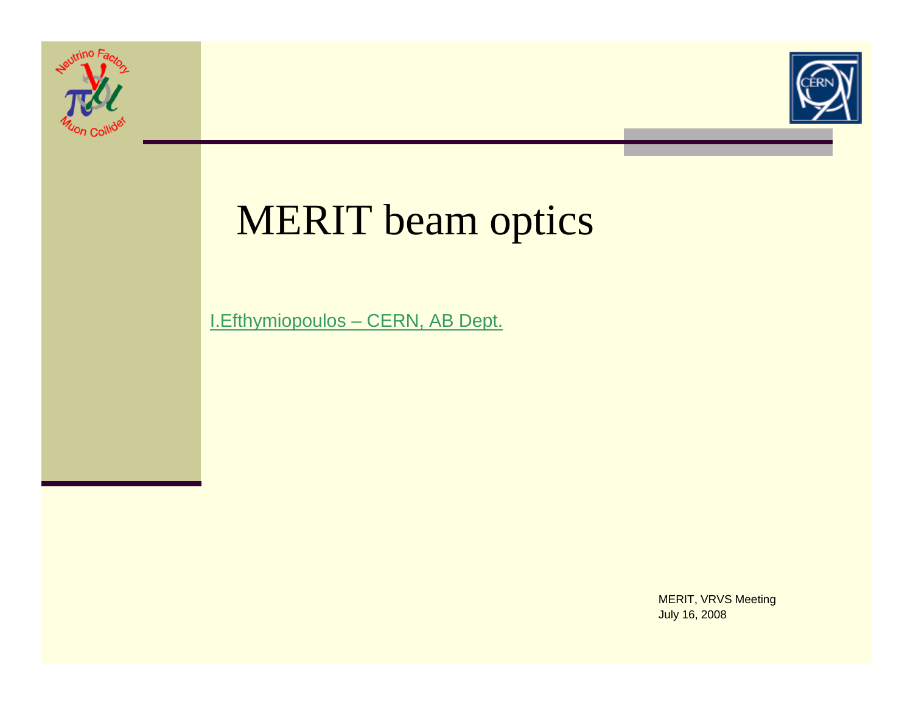# MERIT beam optics

I.Efthymiopoulos – CERN, AB Dept.

MERIT, VRVS Meeting
July 16, 2008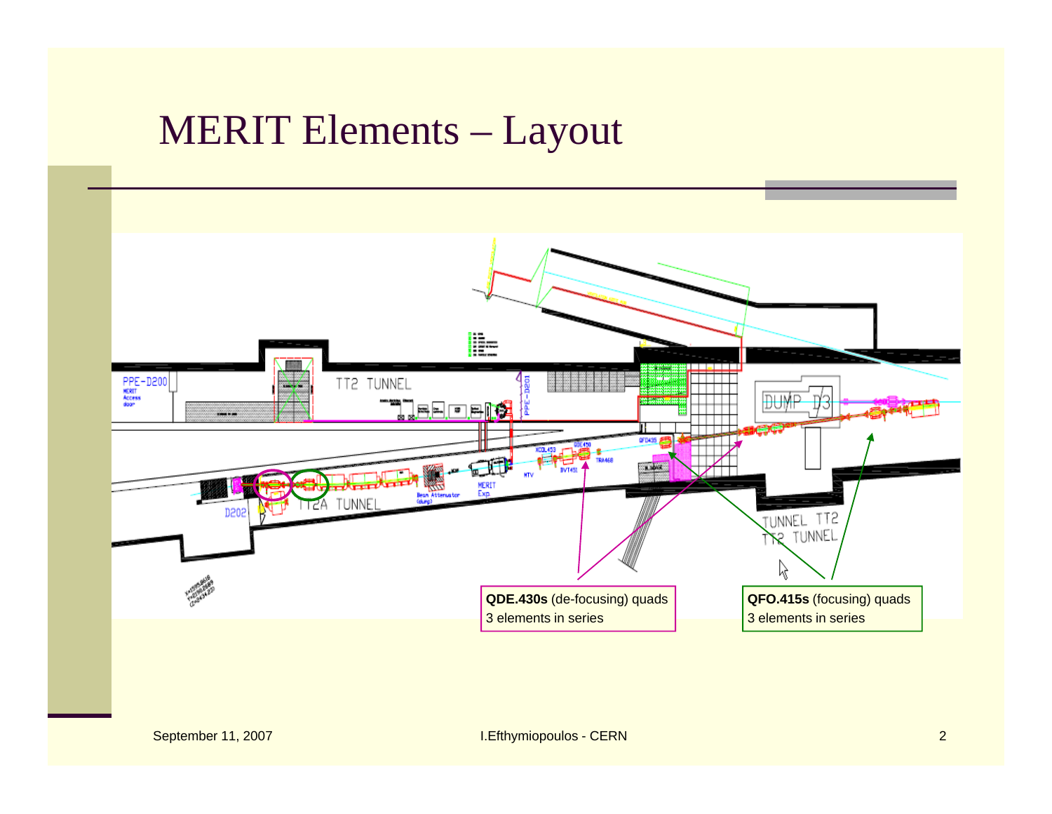# MERIT Elements – Layout

**QDE.430s** (de-focusing) quads
3 elements in series

**QFO.415s** (focusing) quads
3 elements in series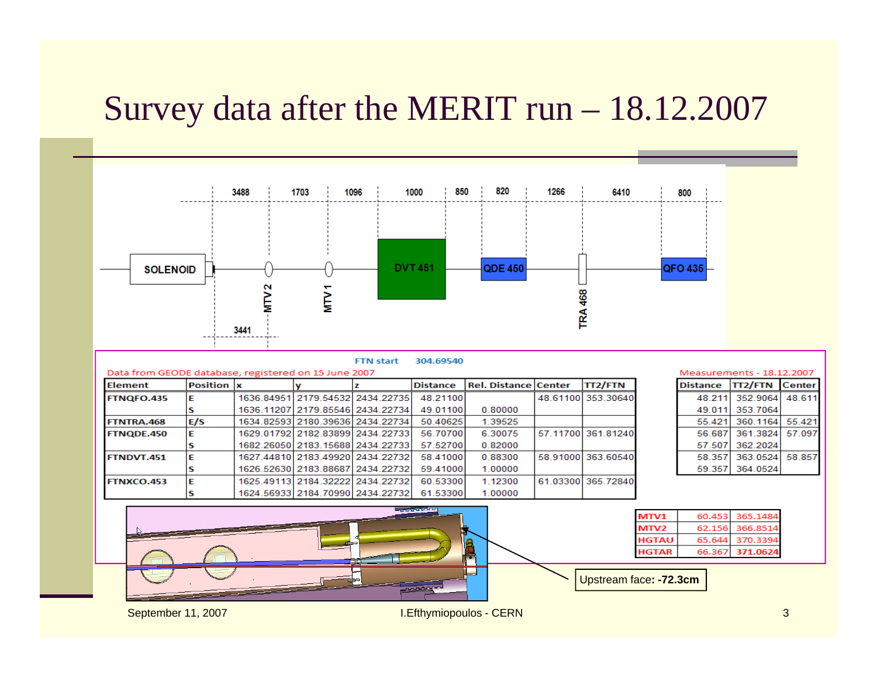# Survey data after the MERIT run – 18.12.2007

FTN start 304.69540

Data from GEODE database, registered on 15 June 2007

| Element | Position | x | y | z | Distance | Rel. Distance | Center | TT2/FTN |
|---|---|---|---|---|---|---|---|---|
| FTNQFO.435 | E | 1636.84951 | 2179.54532 | 2434.22735 | 48.21100 | | 48.61100 | 353.30640 |
| | S | 1636.11207 | 2179.85546 | 2434.22734 | 49.01100 | 0.80000 | | |
| FTNTRA.468 | E/S | 1634.82593 | 2180.39636 | 2434.22734 | 50.40625 | 1.39525 | | |
| FTNQDE.450 | E | 1629.01792 | 2182.83899 | 2434.22733 | 56.70700 | 6.30075 | 57.11700 | 361.81240 |
| | S | 1682.26050 | 2183.15688 | 2434.22733 | 57.52700 | 0.82000 | | |
| FTNDVT.451 | E | 1627.44810 | 2183.49920 | 2434.22732 | 58.41000 | 0.88300 | 58.91000 | 363.60540 |
| | S | 1626.52630 | 2183.88687 | 2434.22732 | 59.41000 | 1.00000 | | |
| FTNXCO.453 | E | 1625.49113 | 2184.32222 | 2434.22732 | 60.53300 | 1.12300 | 61.03300 | 365.72840 |
| | S | 1624.56933 | 2184.70990 | 2434.22732 | 61.53300 | 1.00000 | | |

Measurements - 18.12.2007

| Distance | TT2/FTN | Center |
|---|---|---|
| 48.211 | 352.9064 | 48.611 |
| 49.011 | 353.7064 | |
| 55.421 | 360.1164 | 55.421 |
| 56.687 | 361.3824 | 57.097 |
| 57.507 | 362.2024 | |
| 58.357 | 363.0524 | 58.857 |
| 59.357 | 364.0524 | |

| | | |
|---|---|---|
| MTV1 | 60.453 | 365.1484 |
| MTV2 | 62.156 | 366.8514 |
| HGTAU | 65.644 | 370.3394 |
| HGTAR | 66.367 | 371.0624 |

Upstream face: **-72.3cm**

September 11, 2007 I.Efthymiopoulos - CERN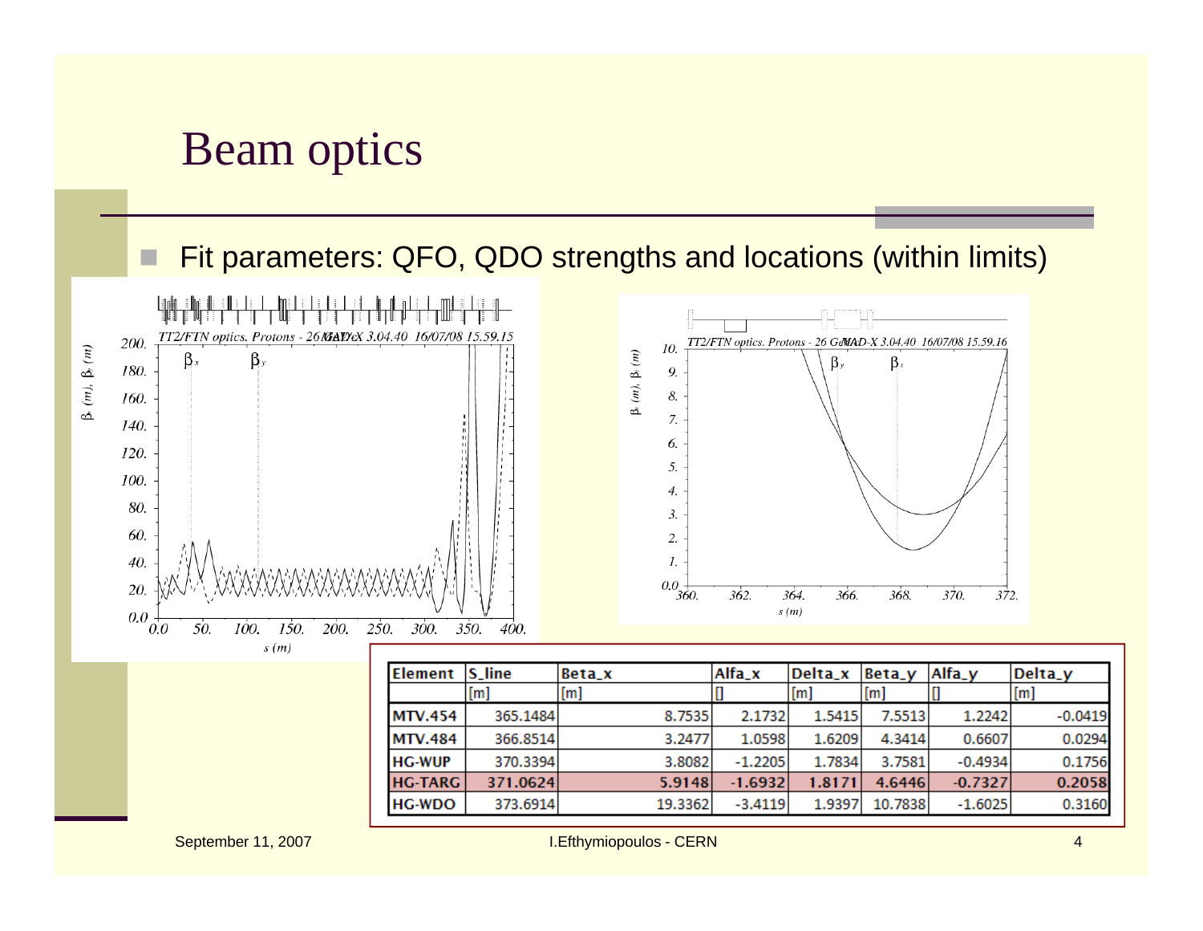# Beam optics

- Fit parameters: QFO, QDO strengths and locations (within limits)

| Element | S_line | Beta_x | Alfa_x | Delta_x | Beta_y | Alfa_y | Delta_y |
|---|---|---|---|---|---|---|---|
| | [m] | [m] | [] | [m] | [m] | [] | [m] |
| MTV.454 | 365.1484 | 8.7535 | 2.1732 | 1.5415 | 7.5513 | 1.2242 | -0.0419 |
| MTV.484 | 366.8514 | 3.2477 | 1.0598 | 1.6209 | 4.3414 | 0.6607 | 0.0294 |
| HG-WUP | 370.3394 | 3.8082 | -1.2205 | 1.7834 | 3.7581 | -0.4934 | 0.1756 |
| **HG-TARG** | **371.0624** | **5.9148** | **-1.6932** | **1.8171** | **4.6446** | **-0.7327** | **0.2058** |
| HG-WDO | 373.6914 | 19.3362 | -3.4119 | 1.9397 | 10.7838 | -1.6025 | 0.3160 |

September 11, 2007 — I.Efthymiopoulos - CERN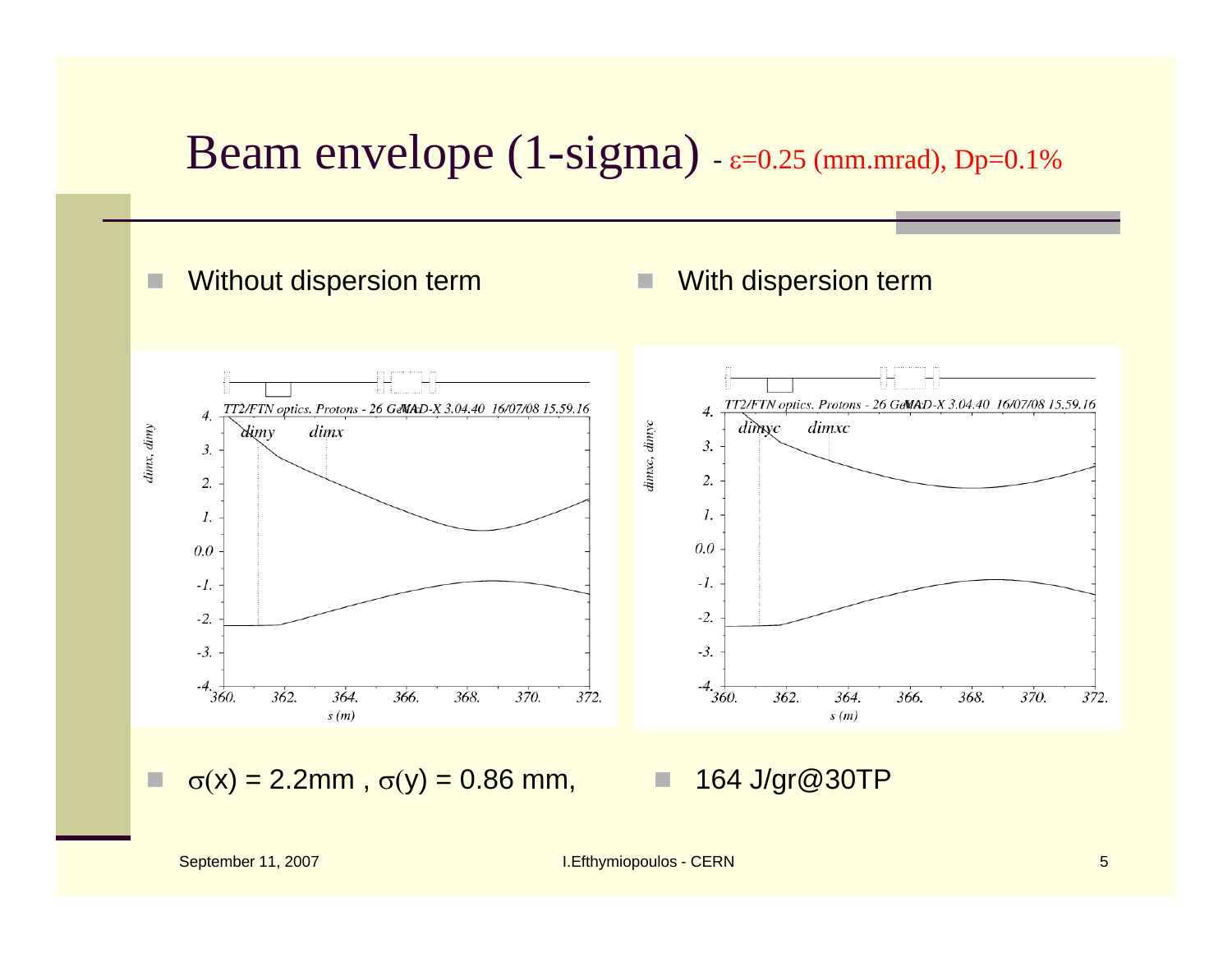# Beam envelope (1-sigma) - $\varepsilon$=0.25 (mm.mrad), Dp=0.1%

- Without dispersion term
- With dispersion term

- $\sigma(x)$ = 2.2mm , $\sigma(y)$ = 0.86 mm,
- 164 J/gr@30TP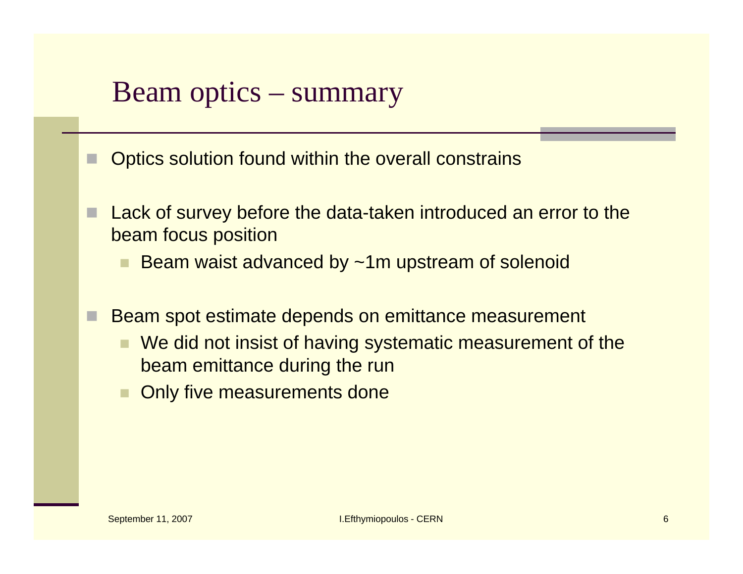# Beam optics – summary

- Optics solution found within the overall constrains
- Lack of survey before the data-taken introduced an error to the beam focus position
  - Beam waist advanced by ~1m upstream of solenoid
- Beam spot estimate depends on emittance measurement
  - We did not insist of having systematic measurement of the beam emittance during the run
  - Only five measurements done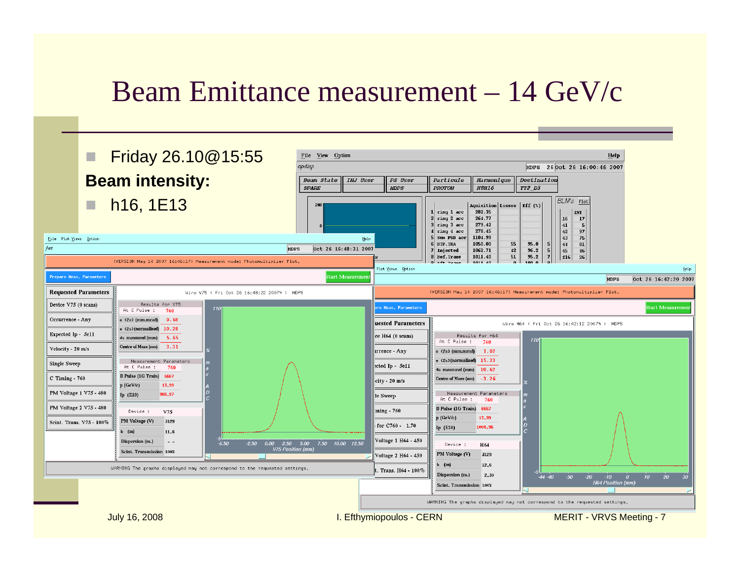# Beam Emittance measurement – 14 GeV/c

- Friday 26.10@15:55

**Beam intensity:**

- h16, 1E13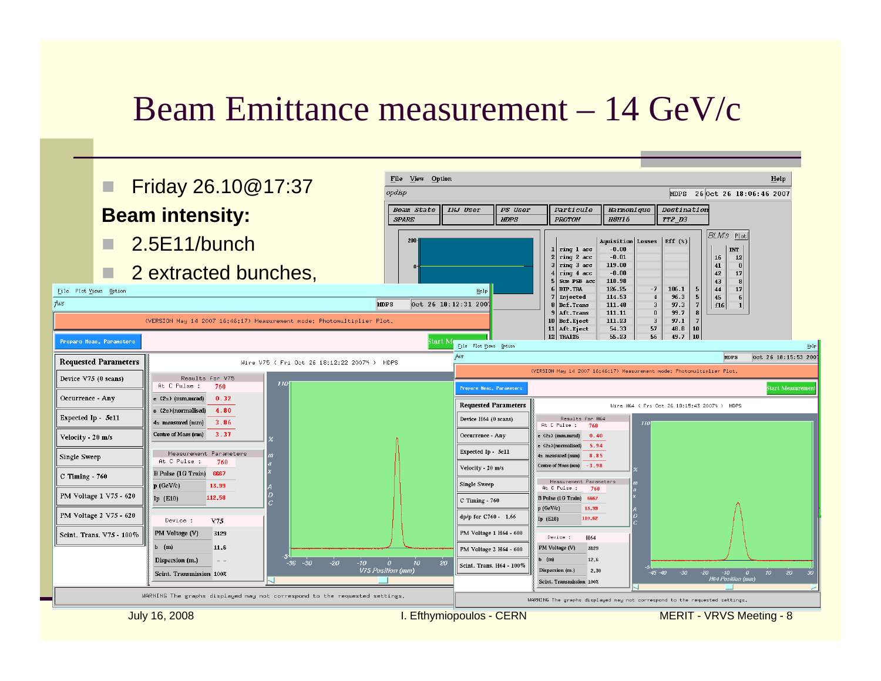# Beam Emittance measurement – 14 GeV/c

- Friday 26.10@17:37

**Beam intensity:**

- 2.5E11/bunch
- 2 extracted bunches,

File View Option Help

opdisp MDPS 26 Oct 26 18:06:46 2007

| Beam State | INJ User | PS User | Particule | Harmonique | Destination |
|---|---|---|---|---|---|
| SPARE | MDPS | MDPS | PROTON | H8H16 | TT2_D3 |

| | | Aquisition | Losses | Eff (%) | |
|---|---|---|---|---|---|
| 1 | ring 1 acc | -0.00 | | | |
| 2 | ring 2 acc | -0.01 | | | |
| 3 | ring 3 acc | 119.00 | | | |
| 4 | ring 4 acc | -0.00 | | | |
| 5 | Sum PSB acc | 118.98 | | | |
| 6 | BTP.TRA | 126.25 | -7 | 106.1 | 5 |
| 7 | Injected | 114.53 | 4 | 96.3 | 5 |
| 8 | Bef.Trans | 111.40 | 3 | 97.3 | 7 |
| 9 | Aft.Trans | 111.11 | 0 | 99.7 | 8 |
| 10 | Bef.Eject | 111.23 | 3 | 97.1 | 7 |
| 11 | Aft.Eject | 54.33 | 57 | 48.8 | 10 |
| 12 | TRA126 | 55.23 | 56 | 49.7 | 10 |

BLM's Plot

| | INT |
|---|---|
| 16 | 12 |
| 41 | 0 |
| 42 | 17 |
| 43 | 8 |
| 44 | 17 |
| 45 | 6 |
| f16 | 1 |

File Plot Views Option Help

fws MDPS Oct 26 18:12:31 2007

(VERSION May 14 2007 16:46:17) Measurement mode: Photomultiplier Plot.

Prepare Meas. Parameters — Start Measurement

**Requested Parameters**

- Device V75 (0 scans)
- Occurrence - Any
- Expected Ip - 5e11
- Velocity - 20 m/s
- Single Sweep
- C Timing - 760
- PM Voltage 1 V75 - 620
- PM Voltage 2 V75 - 620
- Scint. Trans. V75 - 100%

Wire V75 ( Fri Oct 26 18:12:22 2007% ) MDPS

| Results For V75 | |
|---|---|
| At C Pulse : | 760 |
| e (2s) (mm.mrad) | 0.32 |
| e (2s)(normalised) | 4.80 |
| 4s measured (mm) | 3.86 |
| Centre of Mass (mm) | 3.37 |

| Measurement Parameters | |
|---|---|
| At C Pulse : | 760 |
| B Pulse (1G Train) | 6667 |
| p (GeV/c) | 13.99 |
| Ip (E10) | 112.58 |

| Device : | V75 |
|---|---|
| PM Voltage (V) | 3129 |
| b (m) | 11.6 |
| Dispersion (m.) | - - |
| Scint. Transmission | 100% |

WARNING The graphs displayed may not correspond to the requested settings.

File Plot Views Option Help

fws MDPS Oct 26 18:15:53 2007

(VERSION May 14 2007 16:46:17) Measurement mode: Photomultiplier Plot.

Prepare Meas. Parameters — Start Measurement

**Requested Parameters**

- Device H64 (0 scans)
- Occurrence - Any
- Expected Ip - 5e11
- Velocity - 20 m/s
- Single Sweep
- C Timing - 760
- dp/p for C760 - 1.66
- PM Voltage 1 H64 - 600
- PM Voltage 2 H64 - 600
- Scint. Trans. H64 - 100%

Wire H64 ( Fri Oct 26 18:15:43 2007% ) MDPS

| Results For H64 | |
|---|---|
| At C Pulse : | 760 |
| e (2s) (mm.mrad) | 0.40 |
| e (2s)(normalised) | 5.94 |
| 4s measured (mm) | 8.85 |
| Centre of Mass (mm) | -3.98 |

| Measurement Parameters | |
|---|---|
| At C Pulse : | 760 |
| B Pulse (1G Train) | 6667 |
| p (GeV/c) | 13.99 |
| Ip (E10) | 110.62 |

| Device : | H64 |
|---|---|
| PM Voltage (V) | 3129 |
| b (m) | 12.6 |
| Dispersion (m.) | 2.30 |
| Scint. Transmission | 100% |

WARNING The graphs displayed may not correspond to the requested settings.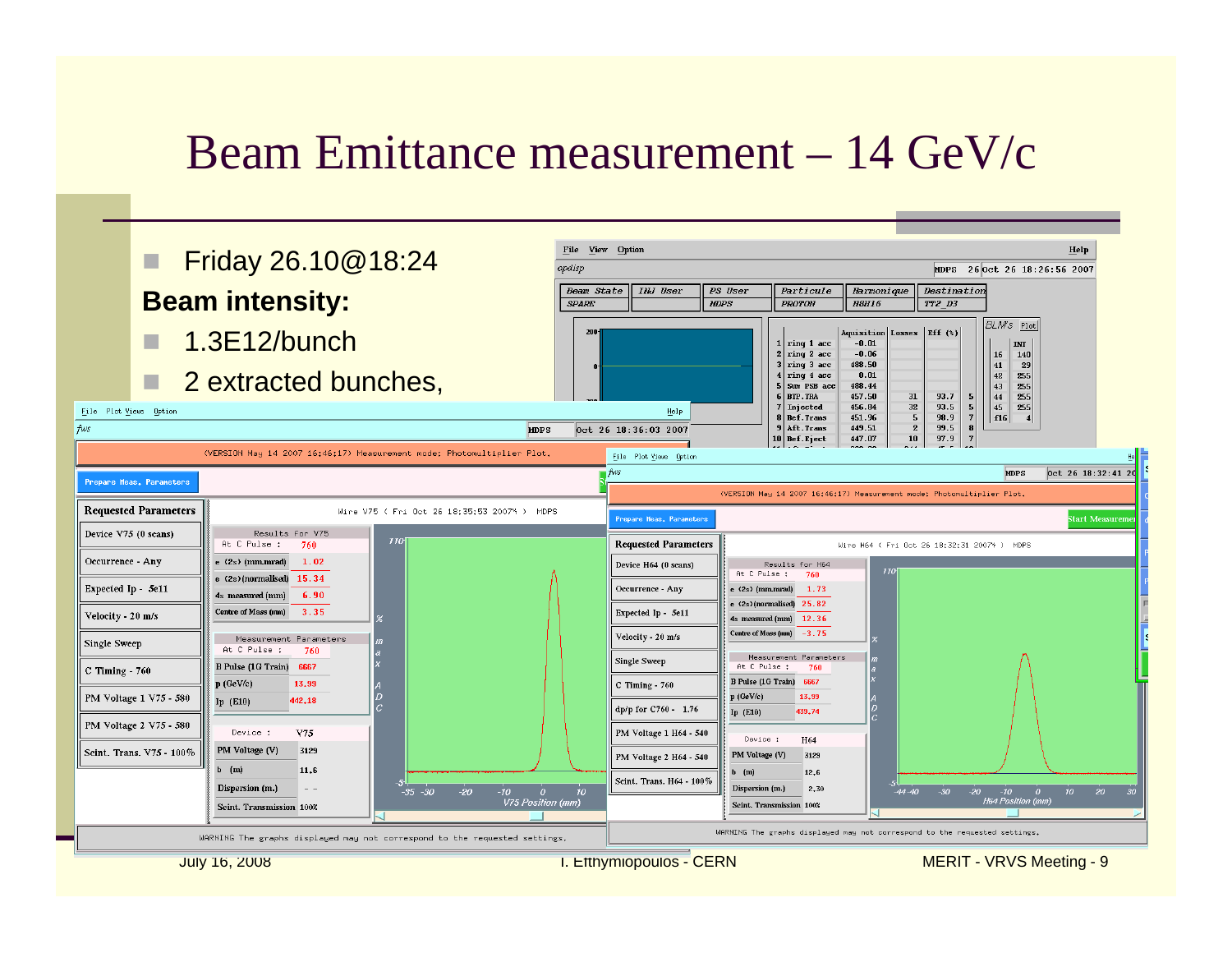# Beam Emittance measurement – 14 GeV/c

- Friday 26.10@18:24

**Beam intensity:**

- 1.3E12/bunch
- 2 extracted bunches,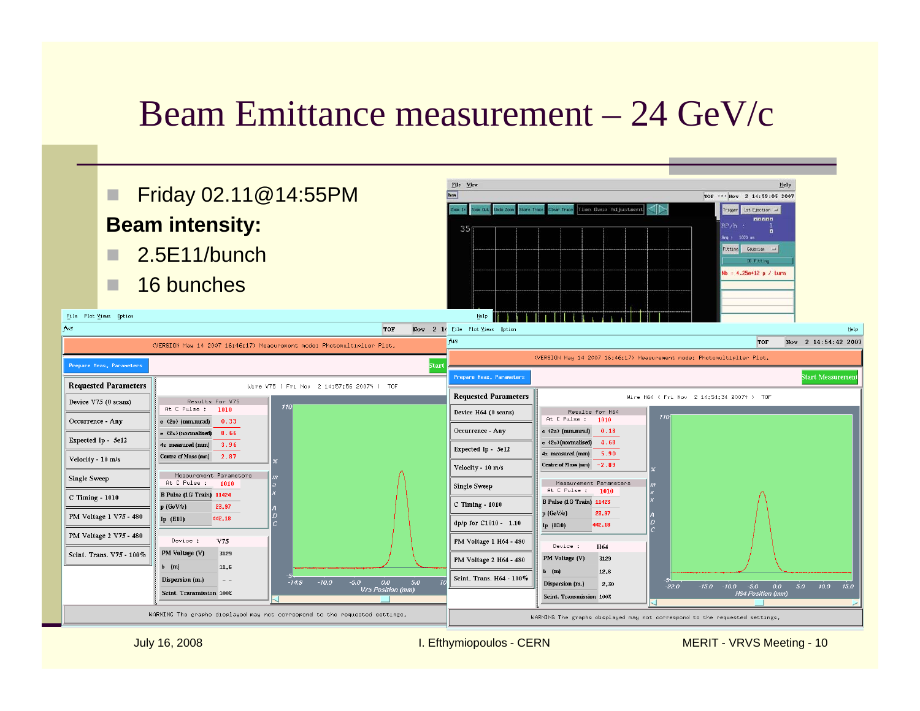# Beam Emittance measurement – 24 GeV/c

- Friday 02.11@14:55PM

**Beam intensity:**

- 2.5E11/bunch
- 16 bunches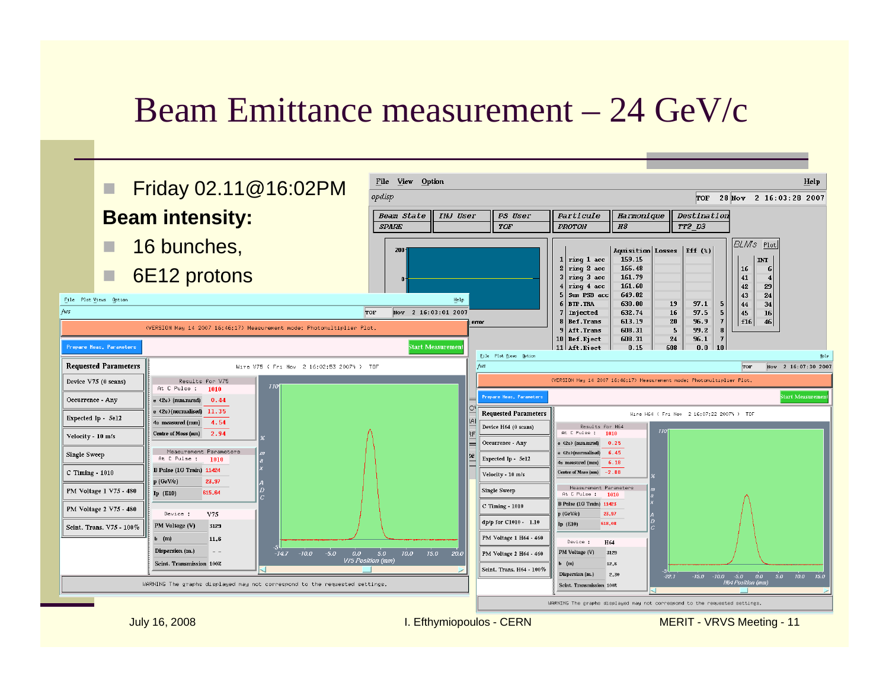# Beam Emittance measurement – 24 GeV/c

- Friday 02.11@16:02PM

**Beam intensity:**

- 16 bunches,
- 6E12 protons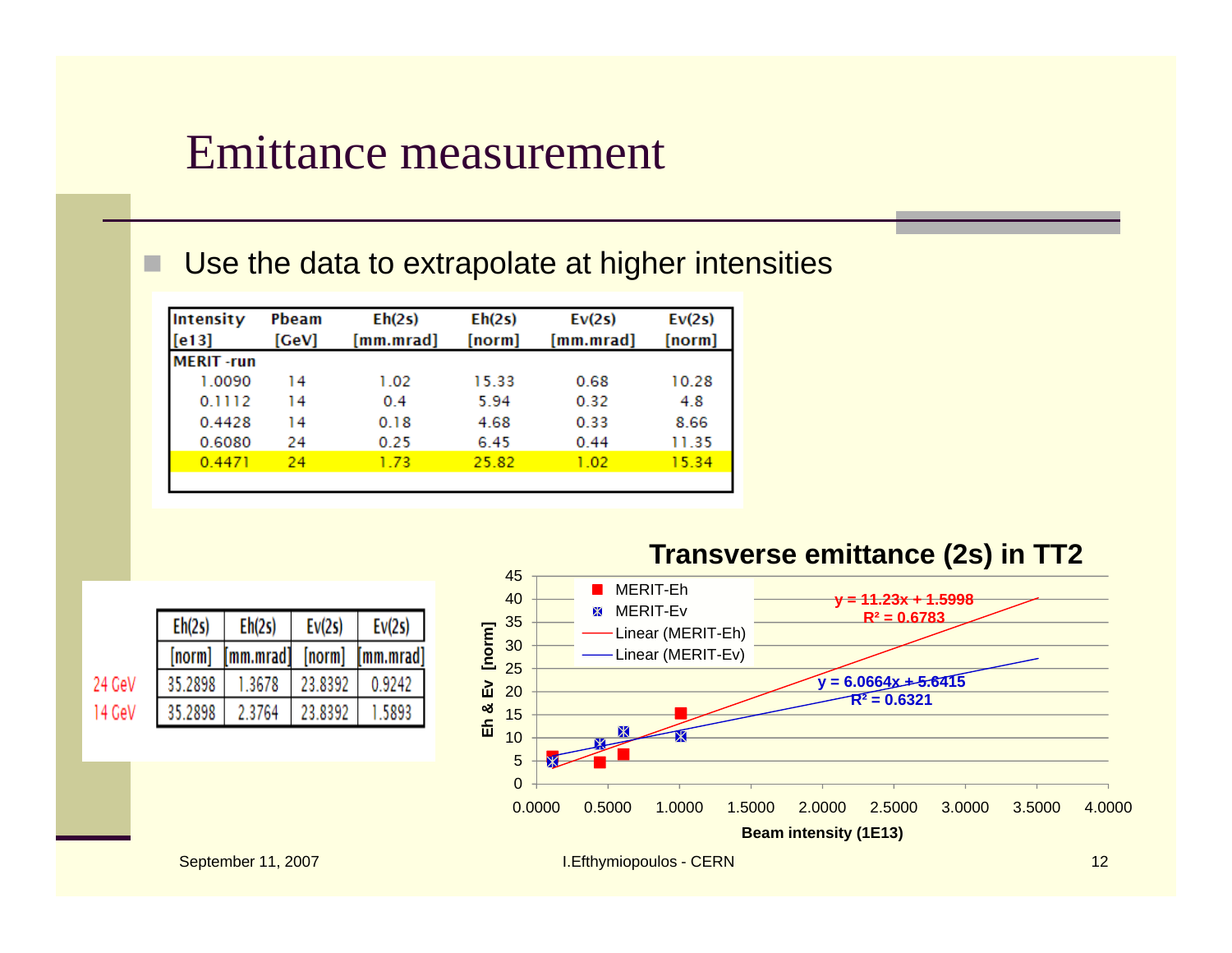# Emittance measurement

- Use the data to extrapolate at higher intensities

| Intensity [e13] | Pbeam [GeV] | Eh(2s) [mm.mrad] | Eh(2s) [norm] | Ev(2s) [mm.mrad] | Ev(2s) [norm] |
|---|---|---|---|---|---|
| MERIT -run | | | | | |
| 1.0090 | 14 | 1.02 | 15.33 | 0.68 | 10.28 |
| 0.1112 | 14 | 0.4 | 5.94 | 0.32 | 4.8 |
| 0.4428 | 14 | 0.18 | 4.68 | 0.33 | 8.66 |
| 0.6080 | 24 | 0.25 | 6.45 | 0.44 | 11.35 |
| 0.4471 | 24 | 1.73 | 25.82 | 1.02 | 15.34 |

| | Eh(2s) [norm] | Eh(2s) [mm.mrad] | Ev(2s) [norm] | Ev(2s) [mm.mrad] |
|---|---|---|---|---|
| 24 GeV | 35.2898 | 1.3678 | 23.8392 | 0.9242 |
| 14 GeV | 35.2898 | 2.3764 | 23.8392 | 1.5893 |

**Transverse emittance (2s) in TT2**

- MERIT-Eh, Linear (MERIT-Eh): $y = 11.23x + 1.5998$, $R^2 = 0.6783$
- MERIT-Ev, Linear (MERIT-Ev): $y = 6.0664x + 5.6415$, $R^2 = 0.6321$

Y-axis: Eh & Ev [norm]; X-axis: Beam intensity (1E13)

September 11, 2007 — I.Efthymiopoulos - CERN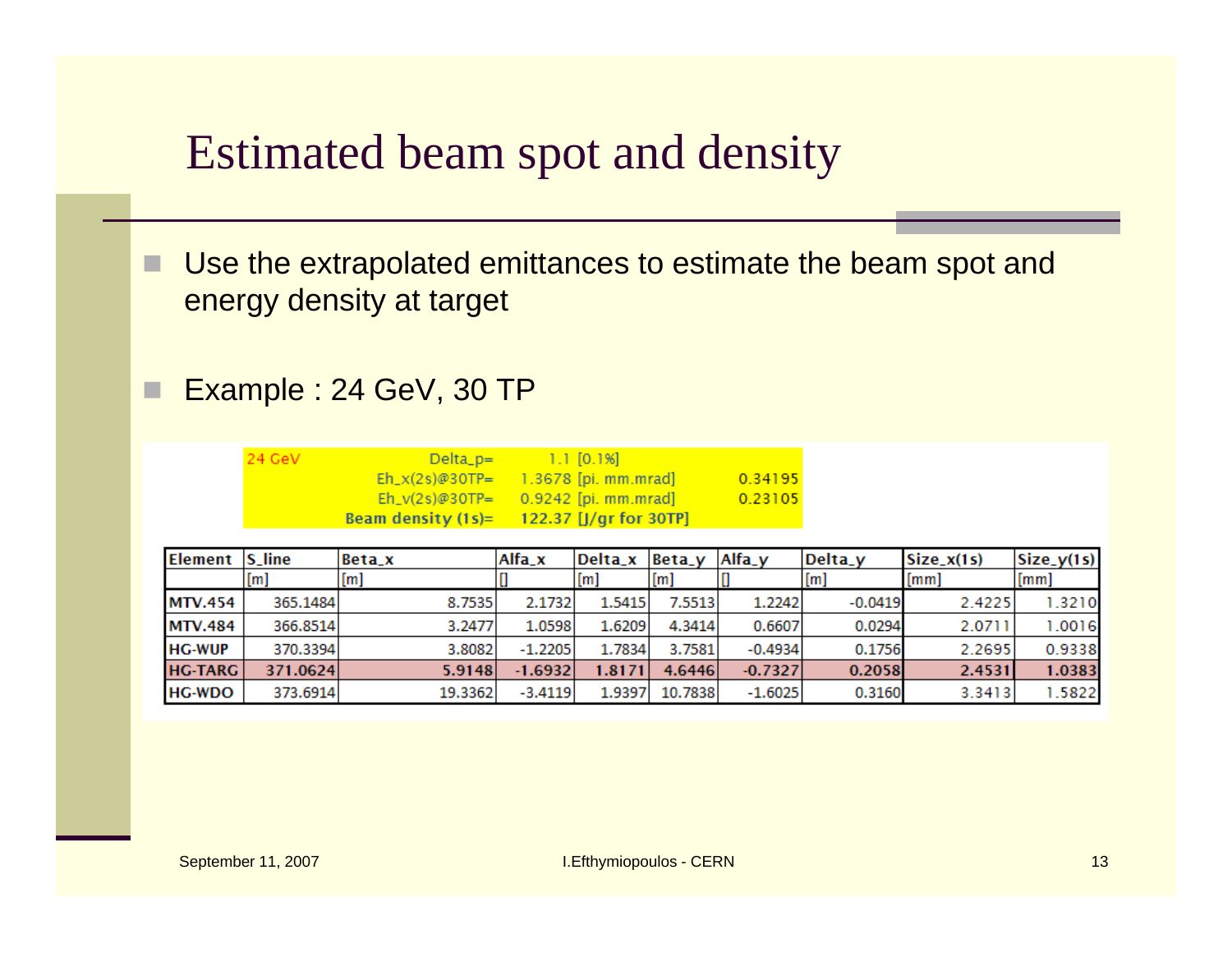# Estimated beam spot and density

- Use the extrapolated emittances to estimate the beam spot and energy density at target
- Example : 24 GeV, 30 TP

| | | | |
|---|---|---|---|
| 24 GeV | Delta_p= | 1.1 [0.1%] | |
| | Eh_x(2s)@30TP= | 1.3678 [pi. mm.mrad] | 0.34195 |
| | Eh_v(2s)@30TP= | 0.9242 [pi. mm.mrad] | 0.23105 |
| | **Beam density (1s)=** | **122.37 [J/gr for 30TP]** | |

| Element | S_line | Beta_x | Alfa_x | Delta_x | Beta_y | Alfa_y | Delta_y | Size_x(1s) | Size_y(1s) |
|---|---|---|---|---|---|---|---|---|---|
| | [m] | [m] | [] | [m] | [m] | [] | [m] | [mm] | [mm] |
| MTV.454 | 365.1484 | 8.7535 | 2.1732 | 1.5415 | 7.5513 | 1.2242 | -0.0419 | 2.4225 | 1.3210 |
| MTV.484 | 366.8514 | 3.2477 | 1.0598 | 1.6209 | 4.3414 | 0.6607 | 0.0294 | 2.0711 | 1.0016 |
| HG-WUP | 370.3394 | 3.8082 | -1.2205 | 1.7834 | 3.7581 | -0.4934 | 0.1756 | 2.2695 | 0.9338 |
| **HG-TARG** | **371.0624** | **5.9148** | **-1.6932** | **1.8171** | **4.6446** | **-0.7327** | **0.2058** | **2.4531** | **1.0383** |
| HG-WDO | 373.6914 | 19.3362 | -3.4119 | 1.9397 | 10.7838 | -1.6025 | 0.3160 | 3.3413 | 1.5822 |